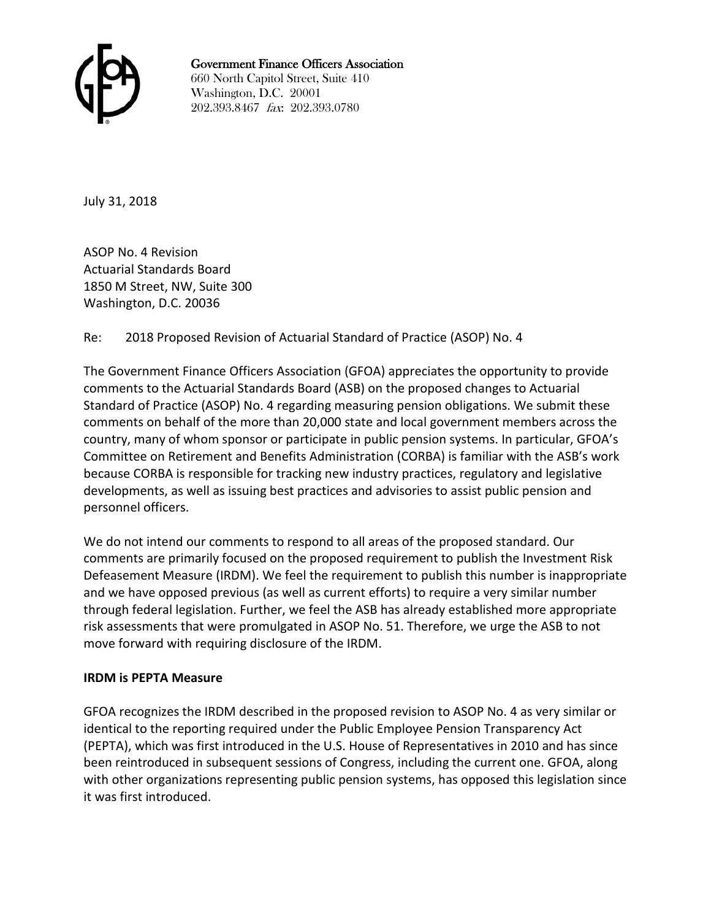**Government Finance Officers Association**
660 North Capitol Street, Suite 410
Washington, D.C. 20001
202.393.8467 *fax*: 202.393.0780

July 31, 2018

ASOP No. 4 Revision
Actuarial Standards Board
1850 M Street, NW, Suite 300
Washington, D.C. 20036

Re: 2018 Proposed Revision of Actuarial Standard of Practice (ASOP) No. 4

The Government Finance Officers Association (GFOA) appreciates the opportunity to provide comments to the Actuarial Standards Board (ASB) on the proposed changes to Actuarial Standard of Practice (ASOP) No. 4 regarding measuring pension obligations. We submit these comments on behalf of the more than 20,000 state and local government members across the country, many of whom sponsor or participate in public pension systems. In particular, GFOA's Committee on Retirement and Benefits Administration (CORBA) is familiar with the ASB's work because CORBA is responsible for tracking new industry practices, regulatory and legislative developments, as well as issuing best practices and advisories to assist public pension and personnel officers.

We do not intend our comments to respond to all areas of the proposed standard. Our comments are primarily focused on the proposed requirement to publish the Investment Risk Defeasement Measure (IRDM). We feel the requirement to publish this number is inappropriate and we have opposed previous (as well as current efforts) to require a very similar number through federal legislation. Further, we feel the ASB has already established more appropriate risk assessments that were promulgated in ASOP No. 51. Therefore, we urge the ASB to not move forward with requiring disclosure of the IRDM.

**IRDM is PEPTA Measure**

GFOA recognizes the IRDM described in the proposed revision to ASOP No. 4 as very similar or identical to the reporting required under the Public Employee Pension Transparency Act (PEPTA), which was first introduced in the U.S. House of Representatives in 2010 and has since been reintroduced in subsequent sessions of Congress, including the current one. GFOA, along with other organizations representing public pension systems, has opposed this legislation since it was first introduced.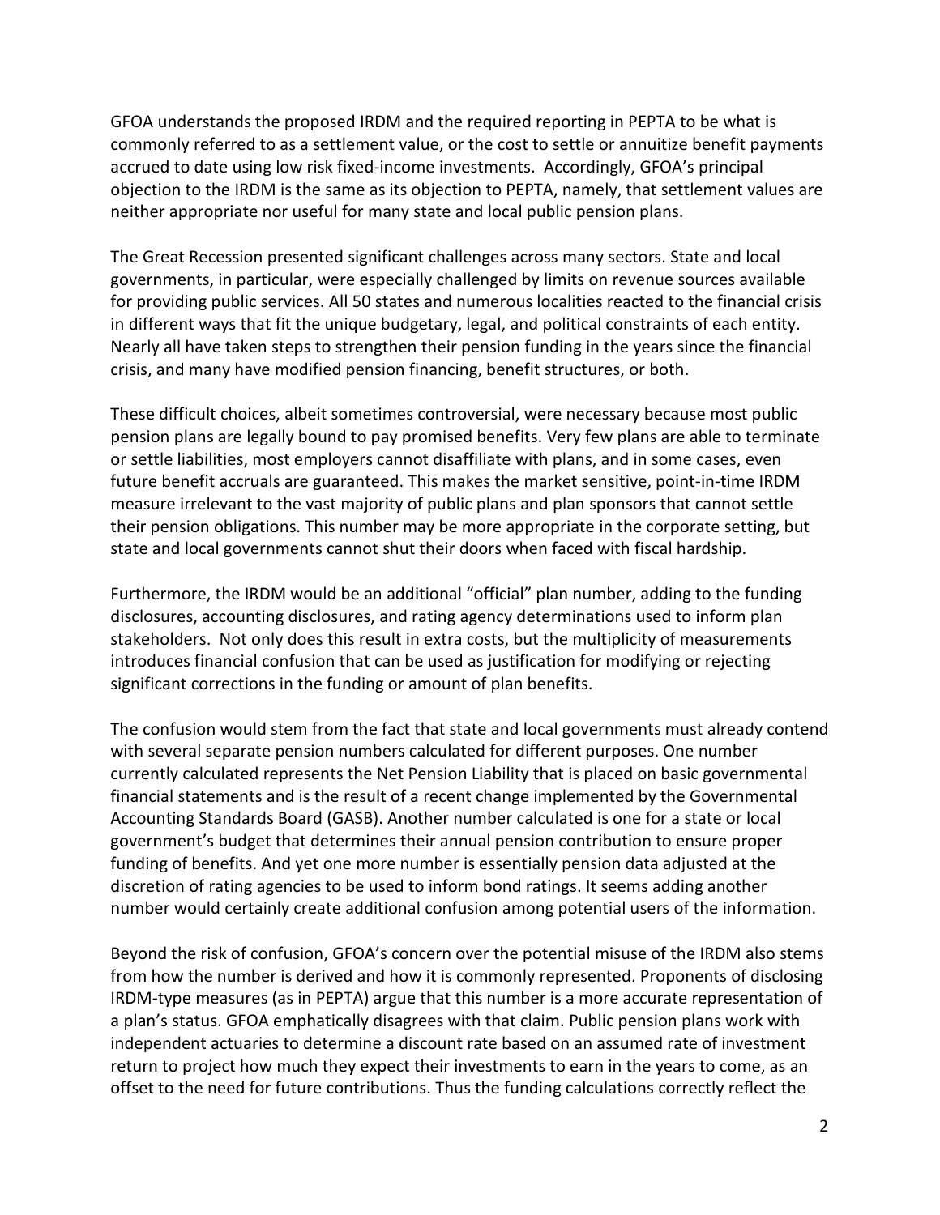GFOA understands the proposed IRDM and the required reporting in PEPTA to be what is commonly referred to as a settlement value, or the cost to settle or annuitize benefit payments accrued to date using low risk fixed-income investments. Accordingly, GFOA's principal objection to the IRDM is the same as its objection to PEPTA, namely, that settlement values are neither appropriate nor useful for many state and local public pension plans.

The Great Recession presented significant challenges across many sectors. State and local governments, in particular, were especially challenged by limits on revenue sources available for providing public services. All 50 states and numerous localities reacted to the financial crisis in different ways that fit the unique budgetary, legal, and political constraints of each entity. Nearly all have taken steps to strengthen their pension funding in the years since the financial crisis, and many have modified pension financing, benefit structures, or both.

These difficult choices, albeit sometimes controversial, were necessary because most public pension plans are legally bound to pay promised benefits. Very few plans are able to terminate or settle liabilities, most employers cannot disaffiliate with plans, and in some cases, even future benefit accruals are guaranteed. This makes the market sensitive, point-in-time IRDM measure irrelevant to the vast majority of public plans and plan sponsors that cannot settle their pension obligations. This number may be more appropriate in the corporate setting, but state and local governments cannot shut their doors when faced with fiscal hardship.

Furthermore, the IRDM would be an additional "official" plan number, adding to the funding disclosures, accounting disclosures, and rating agency determinations used to inform plan stakeholders. Not only does this result in extra costs, but the multiplicity of measurements introduces financial confusion that can be used as justification for modifying or rejecting significant corrections in the funding or amount of plan benefits.

The confusion would stem from the fact that state and local governments must already contend with several separate pension numbers calculated for different purposes. One number currently calculated represents the Net Pension Liability that is placed on basic governmental financial statements and is the result of a recent change implemented by the Governmental Accounting Standards Board (GASB). Another number calculated is one for a state or local government's budget that determines their annual pension contribution to ensure proper funding of benefits. And yet one more number is essentially pension data adjusted at the discretion of rating agencies to be used to inform bond ratings. It seems adding another number would certainly create additional confusion among potential users of the information.

Beyond the risk of confusion, GFOA's concern over the potential misuse of the IRDM also stems from how the number is derived and how it is commonly represented. Proponents of disclosing IRDM-type measures (as in PEPTA) argue that this number is a more accurate representation of a plan's status. GFOA emphatically disagrees with that claim. Public pension plans work with independent actuaries to determine a discount rate based on an assumed rate of investment return to project how much they expect their investments to earn in the years to come, as an offset to the need for future contributions. Thus the funding calculations correctly reflect the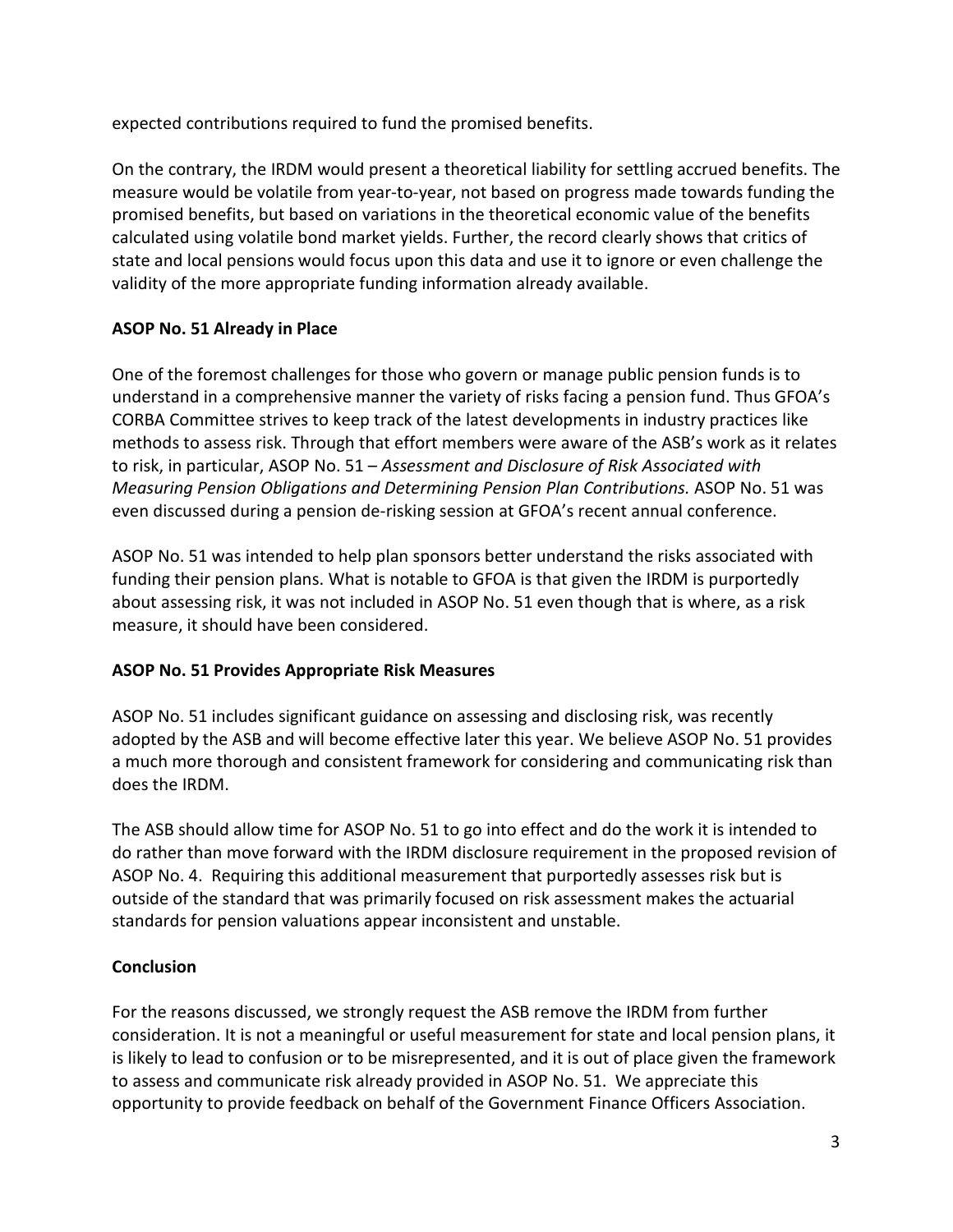expected contributions required to fund the promised benefits.

On the contrary, the IRDM would present a theoretical liability for settling accrued benefits. The measure would be volatile from year-to-year, not based on progress made towards funding the promised benefits, but based on variations in the theoretical economic value of the benefits calculated using volatile bond market yields. Further, the record clearly shows that critics of state and local pensions would focus upon this data and use it to ignore or even challenge the validity of the more appropriate funding information already available.

**ASOP No. 51 Already in Place**

One of the foremost challenges for those who govern or manage public pension funds is to understand in a comprehensive manner the variety of risks facing a pension fund. Thus GFOA's CORBA Committee strives to keep track of the latest developments in industry practices like methods to assess risk. Through that effort members were aware of the ASB's work as it relates to risk, in particular, ASOP No. 51 – *Assessment and Disclosure of Risk Associated with Measuring Pension Obligations and Determining Pension Plan Contributions.* ASOP No. 51 was even discussed during a pension de-risking session at GFOA's recent annual conference.

ASOP No. 51 was intended to help plan sponsors better understand the risks associated with funding their pension plans. What is notable to GFOA is that given the IRDM is purportedly about assessing risk, it was not included in ASOP No. 51 even though that is where, as a risk measure, it should have been considered.

**ASOP No. 51 Provides Appropriate Risk Measures**

ASOP No. 51 includes significant guidance on assessing and disclosing risk, was recently adopted by the ASB and will become effective later this year. We believe ASOP No. 51 provides a much more thorough and consistent framework for considering and communicating risk than does the IRDM.

The ASB should allow time for ASOP No. 51 to go into effect and do the work it is intended to do rather than move forward with the IRDM disclosure requirement in the proposed revision of ASOP No. 4. Requiring this additional measurement that purportedly assesses risk but is outside of the standard that was primarily focused on risk assessment makes the actuarial standards for pension valuations appear inconsistent and unstable.

**Conclusion**

For the reasons discussed, we strongly request the ASB remove the IRDM from further consideration. It is not a meaningful or useful measurement for state and local pension plans, it is likely to lead to confusion or to be misrepresented, and it is out of place given the framework to assess and communicate risk already provided in ASOP No. 51. We appreciate this opportunity to provide feedback on behalf of the Government Finance Officers Association.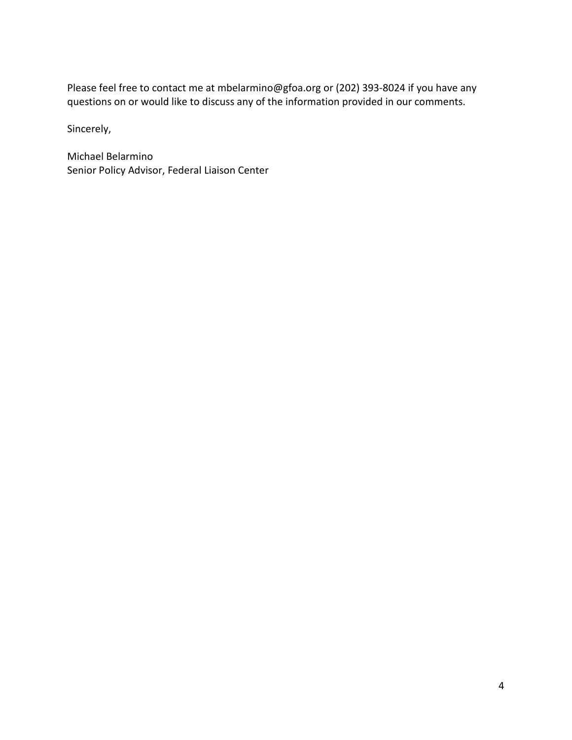Please feel free to contact me at mbelarmino@gfoa.org or (202) 393-8024 if you have any questions on or would like to discuss any of the information provided in our comments.

Sincerely,

Michael Belarmino
Senior Policy Advisor, Federal Liaison Center